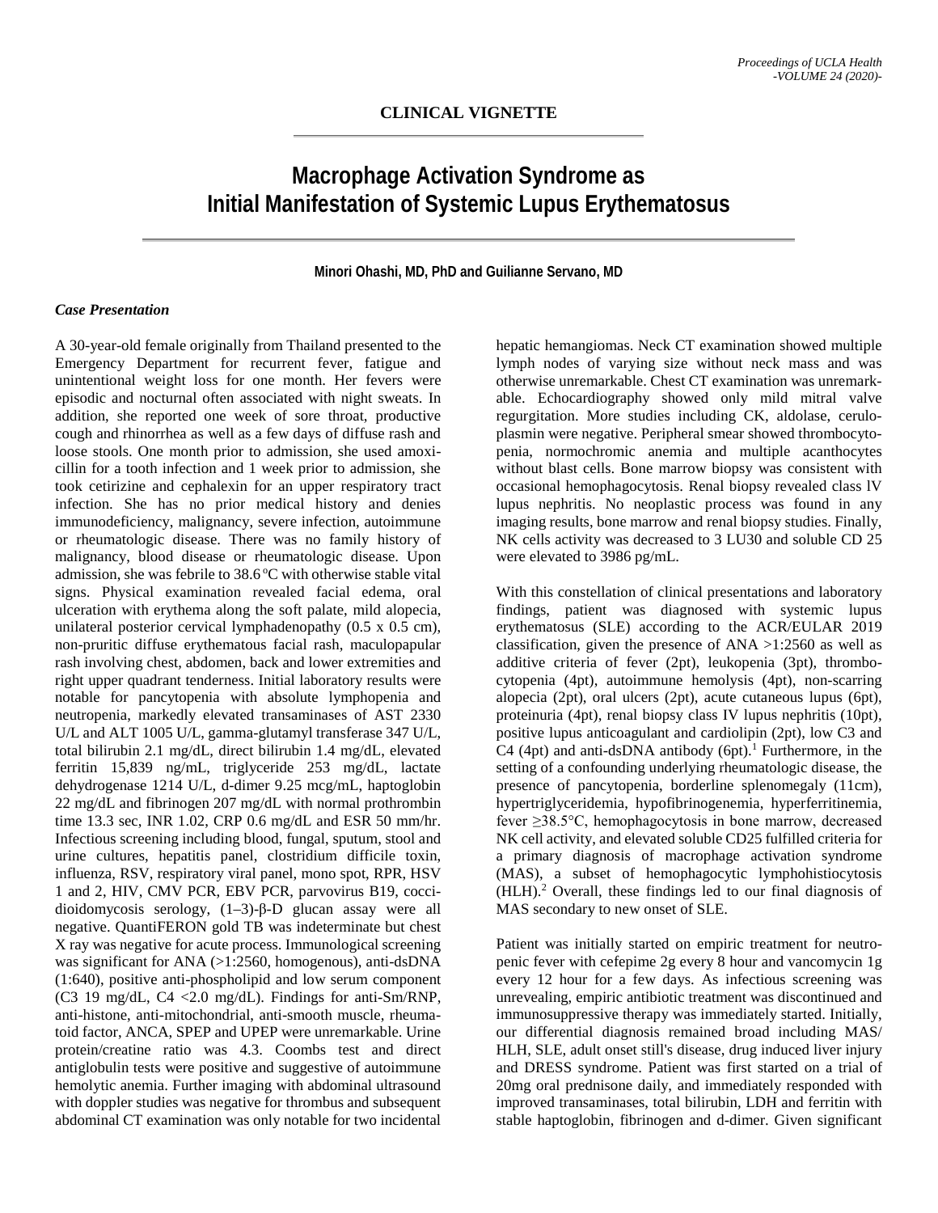## CLINICAL VIGNETTE

# Macrophage Activation Syndrome as Initial Manifestation of Systemic Lupus Erythematosus

**Minori Ohashi, MD, PhD and Guilianne Servano, MD**

### *Case Presentation*

A 30-year-old female originally from Thailand presented to the Emergency Department for recurrent fever, fatigue and unintentional weight loss for one month. Her fevers were episodic and nocturnal often associated with night sweats. In addition, she reported one week of sore throat, productive cough and rhinorrhea as well as a few days of diffuse rash and loose stools. One month prior to admission, she used amoxicillin for a tooth infection and 1 week prior to admission, she took cetirizine and cephalexin for an upper respiratory tract infection. She has no prior medical history and denies immunodeficiency, malignancy, severe infection, autoimmune or rheumatologic disease. There was no family history of malignancy, blood disease or rheumatologic disease. Upon admission, she was febrile to 38.6 ºC with otherwise stable vital signs. Physical examination revealed facial edema, oral ulceration with erythema along the soft palate, mild alopecia, unilateral posterior cervical lymphadenopathy (0.5 x 0.5 cm), non-pruritic diffuse erythematous facial rash, maculopapular rash involving chest, abdomen, back and lower extremities and right upper quadrant tenderness. Initial laboratory results were notable for pancytopenia with absolute lymphopenia and neutropenia, markedly elevated transaminases of AST 2330 U/L and ALT 1005 U/L, gamma-glutamyl transferase 347 U/L, total bilirubin 2.1 mg/dL, direct bilirubin 1.4 mg/dL, elevated ferritin 15,839 ng/mL, triglyceride 253 mg/dL, lactate dehydrogenase 1214 U/L, d-dimer 9.25 mcg/mL, haptoglobin 22 mg/dL and fibrinogen 207 mg/dL with normal prothrombin time 13.3 sec, INR 1.02, CRP 0.6 mg/dL and ESR 50 mm/hr. Infectious screening including blood, fungal, sputum, stool and urine cultures, hepatitis panel, clostridium difficile toxin, influenza, RSV, respiratory viral panel, mono spot, RPR, HSV 1 and 2, HIV, CMV PCR, EBV PCR, parvovirus B19, coccidioidomycosis serology, (1–3)-β-D glucan assay were all negative. QuantiFERON gold TB was indeterminate but chest X ray was negative for acute process. Immunological screening was significant for ANA (>1:2560, homogenous), anti-dsDNA (1:640), positive anti-phospholipid and low serum component (C3 19 mg/dL, C4 <2.0 mg/dL). Findings for anti-Sm/RNP, anti-histone, anti-mitochondrial, anti-smooth muscle, rheumatoid factor, ANCA, SPEP and UPEP were unremarkable. Urine protein/creatine ratio was 4.3. Coombs test and direct antiglobulin tests were positive and suggestive of autoimmune hemolytic anemia. Further imaging with abdominal ultrasound with doppler studies was negative for thrombus and subsequent abdominal CT examination was only notable for two incidental hepatic hemangiomas. Neck CT examination showed multiple lymph nodes of varying size without neck mass and was otherwise unremarkable. Chest CT examination was unremarkable. Echocardiography showed only mild mitral valve regurgitation. More studies including CK, aldolase, ceruloplasmin were negative. Peripheral smear showed thrombocytopenia, normochromic anemia and multiple acanthocytes without blast cells. Bone marrow biopsy was consistent with occasional hemophagocytosis. Renal biopsy revealed class lV lupus nephritis. No neoplastic process was found in any imaging results, bone marrow and renal biopsy studies. Finally, NK cells activity was decreased to 3 LU30 and soluble CD 25 were elevated to 3986 pg/mL.

With this constellation of clinical presentations and laboratory findings, patient was diagnosed with systemic lupus erythematosus (SLE) according to the ACR/EULAR 2019 classification, given the presence of ANA >1:2560 as well as additive criteria of fever (2pt), leukopenia (3pt), thrombocytopenia (4pt), autoimmune hemolysis (4pt), non-scarring alopecia (2pt), oral ulcers (2pt), acute cutaneous lupus (6pt), proteinuria (4pt), renal biopsy class IV lupus nephritis (10pt), positive lupus anticoagulant and cardiolipin (2pt), low C3 and C4 (4pt) and anti-dsDNA antibody (6pt).[1] Furthermore, in the setting of a confounding underlying rheumatologic disease, the presence of pancytopenia, borderline splenomegaly (11cm), hypertriglyceridemia, hypofibrinogenemia, hyperferritinemia, fever ≥38.5°C, hemophagocytosis in bone marrow, decreased NK cell activity, and elevated soluble CD25 fulfilled criteria for a primary diagnosis of macrophage activation syndrome (MAS), a subset of hemophagocytic lymphohistiocytosis (HLH).[2] Overall, these findings led to our final diagnosis of MAS secondary to new onset of SLE.

Patient was initially started on empiric treatment for neutropenic fever with cefepime 2g every 8 hour and vancomycin 1g every 12 hour for a few days. As infectious screening was unrevealing, empiric antibiotic treatment was discontinued and immunosuppressive therapy was immediately started. Initially, our differential diagnosis remained broad including MAS/HLH, SLE, adult onset still's disease, drug induced liver injury and DRESS syndrome. Patient was first started on a trial of 20mg oral prednisone daily, and immediately responded with improved transaminases, total bilirubin, LDH and ferritin with stable haptoglobin, fibrinogen and d-dimer. Given significant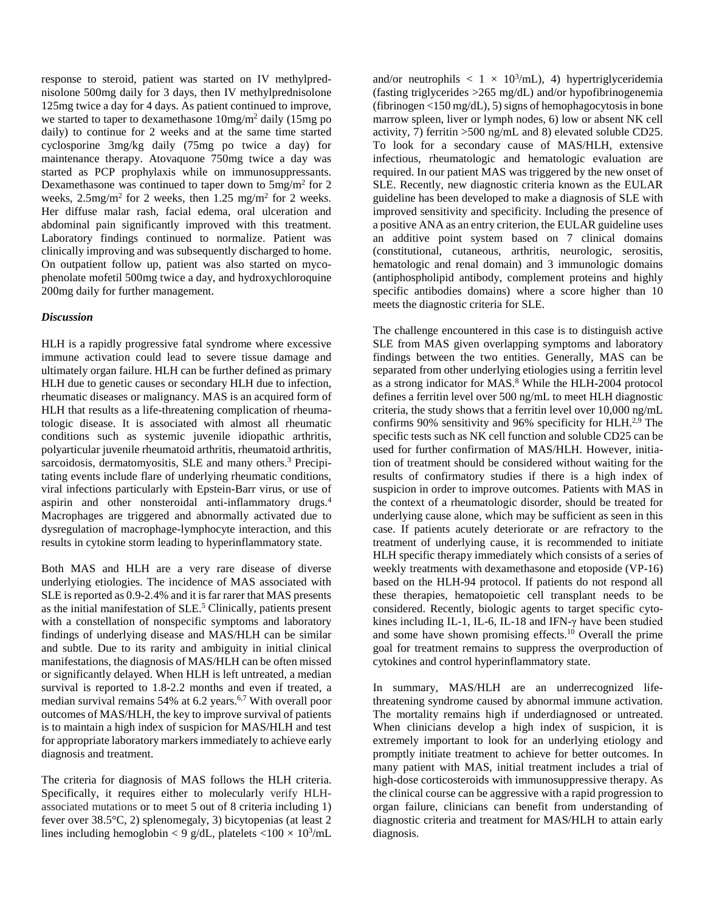response to steroid, patient was started on IV methylprednisolone 500mg daily for 3 days, then IV methylprednisolone 125mg twice a day for 4 days. As patient continued to improve, we started to taper to dexamethasone 10mg/m$^2$ daily (15mg po daily) to continue for 2 weeks and at the same time started cyclosporine 3mg/kg daily (75mg po twice a day) for maintenance therapy. Atovaquone 750mg twice a day was started as PCP prophylaxis while on immunosuppressants. Dexamethasone was continued to taper down to 5mg/m$^2$ for 2 weeks, 2.5mg/m$^2$ for 2 weeks, then 1.25 mg/m$^2$ for 2 weeks. Her diffuse malar rash, facial edema, oral ulceration and abdominal pain significantly improved with this treatment. Laboratory findings continued to normalize. Patient was clinically improving and was subsequently discharged to home. On outpatient follow up, patient was also started on mycophenolate mofetil 500mg twice a day, and hydroxychloroquine 200mg daily for further management.

### *Discussion*

HLH is a rapidly progressive fatal syndrome where excessive immune activation could lead to severe tissue damage and ultimately organ failure. HLH can be further defined as primary HLH due to genetic causes or secondary HLH due to infection, rheumatic diseases or malignancy. MAS is an acquired form of HLH that results as a life-threatening complication of rheumatologic disease. It is associated with almost all rheumatic conditions such as systemic juvenile idiopathic arthritis, polyarticular juvenile rheumatoid arthritis, rheumatoid arthritis, sarcoidosis, dermatomyositis, SLE and many others.[3] Precipitating events include flare of underlying rheumatic conditions, viral infections particularly with Epstein-Barr virus, or use of aspirin and other nonsteroidal anti-inflammatory drugs.[4] Macrophages are triggered and abnormally activated due to dysregulation of macrophage-lymphocyte interaction, and this results in cytokine storm leading to hyperinflammatory state.

Both MAS and HLH are a very rare disease of diverse underlying etiologies. The incidence of MAS associated with SLE is reported as 0.9-2.4% and it is far rarer that MAS presents as the initial manifestation of SLE.[5] Clinically, patients present with a constellation of nonspecific symptoms and laboratory findings of underlying disease and MAS/HLH can be similar and subtle. Due to its rarity and ambiguity in initial clinical manifestations, the diagnosis of MAS/HLH can be often missed or significantly delayed. When HLH is left untreated, a median survival is reported to 1.8-2.2 months and even if treated, a median survival remains 54% at 6.2 years.[6,7] With overall poor outcomes of MAS/HLH, the key to improve survival of patients is to maintain a high index of suspicion for MAS/HLH and test for appropriate laboratory markers immediately to achieve early diagnosis and treatment.

The criteria for diagnosis of MAS follows the HLH criteria. Specifically, it requires either to molecularly verify HLH-associated mutations or to meet 5 out of 8 criteria including 1) fever over 38.5°C, 2) splenomegaly, 3) bicytopenias (at least 2 lines including hemoglobin < 9 g/dL, platelets <100 × 10$^3$/mL and/or neutrophils < 1 × 10$^3$/mL), 4) hypertriglyceridemia (fasting triglycerides >265 mg/dL) and/or hypofibrinogenemia (fibrinogen <150 mg/dL), 5) signs of hemophagocytosis in bone marrow spleen, liver or lymph nodes, 6) low or absent NK cell activity, 7) ferritin >500 ng/mL and 8) elevated soluble CD25. To look for a secondary cause of MAS/HLH, extensive infectious, rheumatologic and hematologic evaluation are required. In our patient MAS was triggered by the new onset of SLE. Recently, new diagnostic criteria known as the EULAR guideline has been developed to make a diagnosis of SLE with improved sensitivity and specificity. Including the presence of a positive ANA as an entry criterion, the EULAR guideline uses an additive point system based on 7 clinical domains (constitutional, cutaneous, arthritis, neurologic, serositis, hematologic and renal domain) and 3 immunologic domains (antiphospholipid antibody, complement proteins and highly specific antibodies domains) where a score higher than 10 meets the diagnostic criteria for SLE.

The challenge encountered in this case is to distinguish active SLE from MAS given overlapping symptoms and laboratory findings between the two entities. Generally, MAS can be separated from other underlying etiologies using a ferritin level as a strong indicator for MAS.[8] While the HLH-2004 protocol defines a ferritin level over 500 ng/mL to meet HLH diagnostic criteria, the study shows that a ferritin level over 10,000 ng/mL confirms 90% sensitivity and 96% specificity for HLH.[2,9] The specific tests such as NK cell function and soluble CD25 can be used for further confirmation of MAS/HLH. However, initiation of treatment should be considered without waiting for the results of confirmatory studies if there is a high index of suspicion in order to improve outcomes. Patients with MAS in the context of a rheumatologic disorder, should be treated for underlying cause alone, which may be sufficient as seen in this case. If patients acutely deteriorate or are refractory to the treatment of underlying cause, it is recommended to initiate HLH specific therapy immediately which consists of a series of weekly treatments with dexamethasone and etoposide (VP-16) based on the HLH-94 protocol. If patients do not respond all these therapies, hematopoietic cell transplant needs to be considered. Recently, biologic agents to target specific cytokines including IL-1, IL-6, IL-18 and IFN-γ have been studied and some have shown promising effects.[10] Overall the prime goal for treatment remains to suppress the overproduction of cytokines and control hyperinflammatory state.

In summary, MAS/HLH are an underrecognized life-threatening syndrome caused by abnormal immune activation. The mortality remains high if underdiagnosed or untreated. When clinicians develop a high index of suspicion, it is extremely important to look for an underlying etiology and promptly initiate treatment to achieve for better outcomes. In many patient with MAS, initial treatment includes a trial of high-dose corticosteroids with immunosuppressive therapy. As the clinical course can be aggressive with a rapid progression to organ failure, clinicians can benefit from understanding of diagnostic criteria and treatment for MAS/HLH to attain early diagnosis.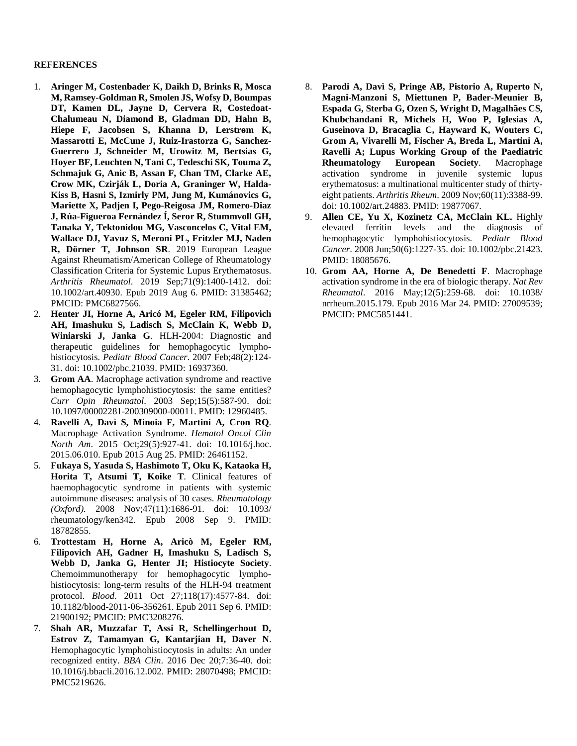**REFERENCES**

1. **Aringer M, Costenbader K, Daikh D, Brinks R, Mosca M, Ramsey-Goldman R, Smolen JS, Wofsy D, Boumpas DT, Kamen DL, Jayne D, Cervera R, Costedoat-Chalumeau N, Diamond B, Gladman DD, Hahn B, Hiepe F, Jacobsen S, Khanna D, Lerstrøm K, Massarotti E, McCune J, Ruiz-Irastorza G, Sanchez-Guerrero J, Schneider M, Urowitz M, Bertsias G, Hoyer BF, Leuchten N, Tani C, Tedeschi SK, Touma Z, Schmajuk G, Anic B, Assan F, Chan TM, Clarke AE, Crow MK, Czirják L, Doria A, Graninger W, Halda-Kiss B, Hasni S, Izmirly PM, Jung M, Kumánovics G, Mariette X, Padjen I, Pego-Reigosa JM, Romero-Diaz J, Rúa-Figueroa Fernández Í, Seror R, Stummvoll GH, Tanaka Y, Tektonidou MG, Vasconcelos C, Vital EM, Wallace DJ, Yavuz S, Meroni PL, Fritzler MJ, Naden R, Dörner T, Johnson SR**. 2019 European League Against Rheumatism/American College of Rheumatology Classification Criteria for Systemic Lupus Erythematosus. *Arthritis Rheumatol*. 2019 Sep;71(9):1400-1412. doi: 10.1002/art.40930. Epub 2019 Aug 6. PMID: 31385462; PMCID: PMC6827566.
2. **Henter JI, Horne A, Aricó M, Egeler RM, Filipovich AH, Imashuku S, Ladisch S, McClain K, Webb D, Winiarski J, Janka G**. HLH-2004: Diagnostic and therapeutic guidelines for hemophagocytic lymphohistiocytosis. *Pediatr Blood Cancer*. 2007 Feb;48(2):124-31. doi: 10.1002/pbc.21039. PMID: 16937360.
3. **Grom AA**. Macrophage activation syndrome and reactive hemophagocytic lymphohistiocytosis: the same entities? *Curr Opin Rheumatol*. 2003 Sep;15(5):587-90. doi: 10.1097/00002281-200309000-00011. PMID: 12960485.
4. **Ravelli A, Davì S, Minoia F, Martini A, Cron RQ**. Macrophage Activation Syndrome. *Hematol Oncol Clin North Am*. 2015 Oct;29(5):927-41. doi: 10.1016/j.hoc.2015.06.010. Epub 2015 Aug 25. PMID: 26461152.
5. **Fukaya S, Yasuda S, Hashimoto T, Oku K, Kataoka H, Horita T, Atsumi T, Koike T**. Clinical features of haemophagocytic syndrome in patients with systemic autoimmune diseases: analysis of 30 cases. *Rheumatology (Oxford)*. 2008 Nov;47(11):1686-91. doi: 10.1093/rheumatology/ken342. Epub 2008 Sep 9. PMID: 18782855.
6. **Trottestam H, Horne A, Aricò M, Egeler RM, Filipovich AH, Gadner H, Imashuku S, Ladisch S, Webb D, Janka G, Henter JI; Histiocyte Society**. Chemoimmunotherapy for hemophagocytic lymphohistiocytosis: long-term results of the HLH-94 treatment protocol. *Blood*. 2011 Oct 27;118(17):4577-84. doi: 10.1182/blood-2011-06-356261. Epub 2011 Sep 6. PMID: 21900192; PMCID: PMC3208276.
7. **Shah AR, Muzzafar T, Assi R, Schellingerhout D, Estrov Z, Tamamyan G, Kantarjian H, Daver N**. Hemophagocytic lymphohistiocytosis in adults: An under recognized entity. *BBA Clin*. 2016 Dec 20;7:36-40. doi: 10.1016/j.bbacli.2016.12.002. PMID: 28070498; PMCID: PMC5219626.
8. **Parodi A, Davì S, Pringe AB, Pistorio A, Ruperto N, Magni-Manzoni S, Miettunen P, Bader-Meunier B, Espada G, Sterba G, Ozen S, Wright D, Magalhães CS, Khubchandani R, Michels H, Woo P, Iglesias A, Guseinova D, Bracaglia C, Hayward K, Wouters C, Grom A, Vivarelli M, Fischer A, Breda L, Martini A, Ravelli A; Lupus Working Group of the Paediatric Rheumatology European Society**. Macrophage activation syndrome in juvenile systemic lupus erythematosus: a multinational multicenter study of thirty-eight patients. *Arthritis Rheum*. 2009 Nov;60(11):3388-99. doi: 10.1002/art.24883. PMID: 19877067.
9. **Allen CE, Yu X, Kozinetz CA, McClain KL.** Highly elevated ferritin levels and the diagnosis of hemophagocytic lymphohistiocytosis. *Pediatr Blood Cancer*. 2008 Jun;50(6):1227-35. doi: 10.1002/pbc.21423. PMID: 18085676.
10. **Grom AA, Horne A, De Benedetti F**. Macrophage activation syndrome in the era of biologic therapy. *Nat Rev Rheumatol*. 2016 May;12(5):259-68. doi: 10.1038/nrrheum.2015.179. Epub 2016 Mar 24. PMID: 27009539; PMCID: PMC5851441.